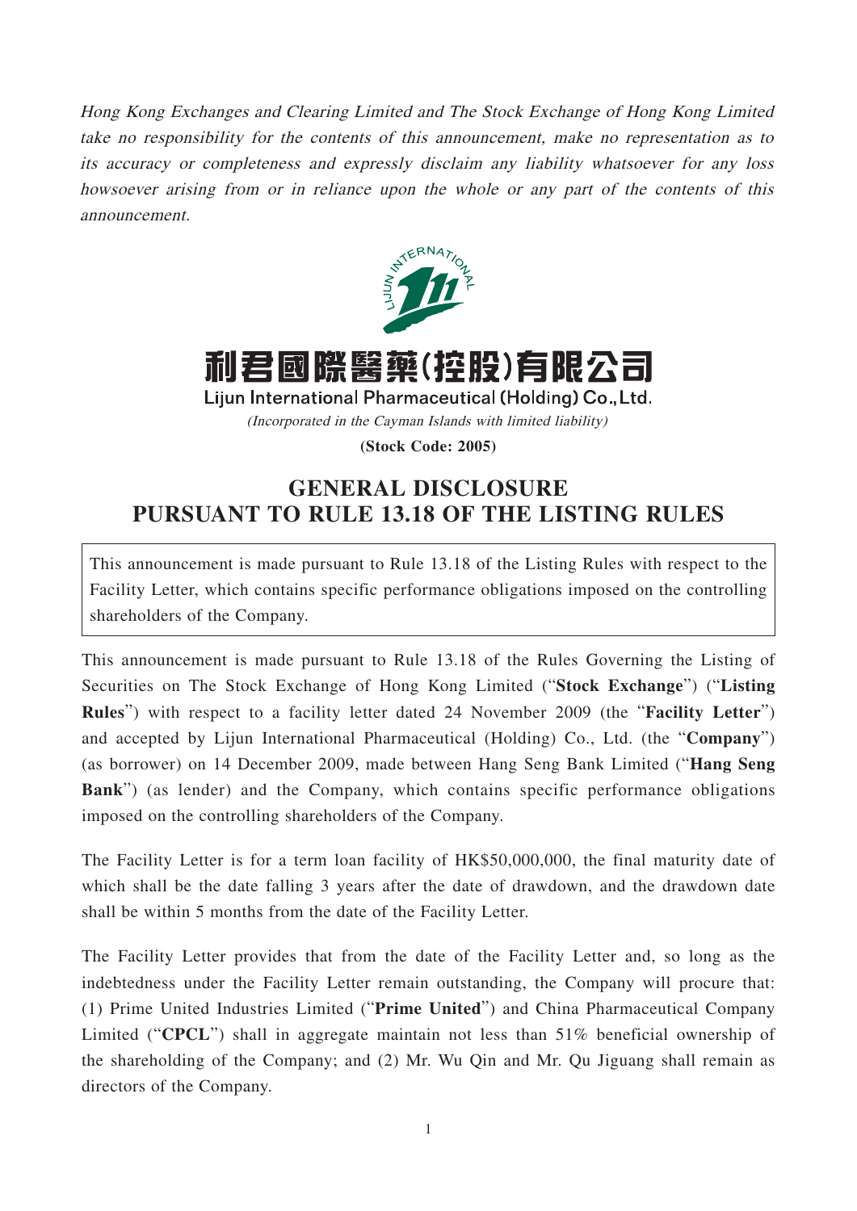*Hong Kong Exchanges and Clearing Limited and The Stock Exchange of Hong Kong Limited take no responsibility for the contents of this announcement, make no representation as to its accuracy or completeness and expressly disclaim any liability whatsoever for any loss howsoever arising from or in reliance upon the whole or any part of the contents of this announcement.*

**利君國際醫藥(控股)有限公司**

**Lijun International Pharmaceutical (Holding) Co., Ltd.**

*(Incorporated in the Cayman Islands with limited liability)*

**(Stock Code: 2005)**

# GENERAL DISCLOSURE PURSUANT TO RULE 13.18 OF THE LISTING RULES

This announcement is made pursuant to Rule 13.18 of the Listing Rules with respect to the Facility Letter, which contains specific performance obligations imposed on the controlling shareholders of the Company.

This announcement is made pursuant to Rule 13.18 of the Rules Governing the Listing of Securities on The Stock Exchange of Hong Kong Limited ("**Stock Exchange**") ("**Listing Rules**") with respect to a facility letter dated 24 November 2009 (the "**Facility Letter**") and accepted by Lijun International Pharmaceutical (Holding) Co., Ltd. (the "**Company**") (as borrower) on 14 December 2009, made between Hang Seng Bank Limited ("**Hang Seng Bank**") (as lender) and the Company, which contains specific performance obligations imposed on the controlling shareholders of the Company.

The Facility Letter is for a term loan facility of HK$50,000,000, the final maturity date of which shall be the date falling 3 years after the date of drawdown, and the drawdown date shall be within 5 months from the date of the Facility Letter.

The Facility Letter provides that from the date of the Facility Letter and, so long as the indebtedness under the Facility Letter remain outstanding, the Company will procure that: (1) Prime United Industries Limited ("**Prime United**") and China Pharmaceutical Company Limited ("**CPCL**") shall in aggregate maintain not less than 51% beneficial ownership of the shareholding of the Company; and (2) Mr. Wu Qin and Mr. Qu Jiguang shall remain as directors of the Company.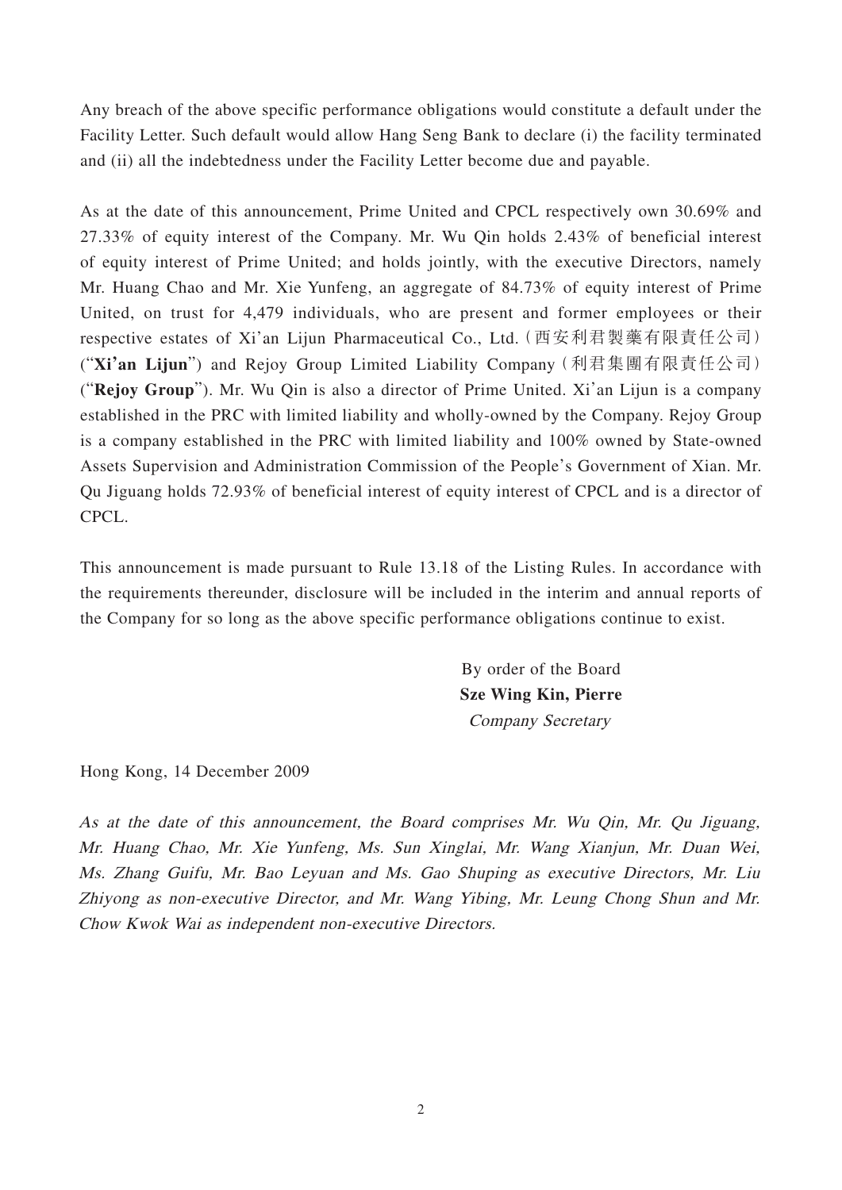Any breach of the above specific performance obligations would constitute a default under the Facility Letter. Such default would allow Hang Seng Bank to declare (i) the facility terminated and (ii) all the indebtedness under the Facility Letter become due and payable.

As at the date of this announcement, Prime United and CPCL respectively own 30.69% and 27.33% of equity interest of the Company. Mr. Wu Qin holds 2.43% of beneficial interest of equity interest of Prime United; and holds jointly, with the executive Directors, namely Mr. Huang Chao and Mr. Xie Yunfeng, an aggregate of 84.73% of equity interest of Prime United, on trust for 4,479 individuals, who are present and former employees or their respective estates of Xi'an Lijun Pharmaceutical Co., Ltd. (西安利君製藥有限責任公司) ("**Xi'an Lijun**") and Rejoy Group Limited Liability Company (利君集團有限責任公司) ("**Rejoy Group**"). Mr. Wu Qin is also a director of Prime United. Xi'an Lijun is a company established in the PRC with limited liability and wholly-owned by the Company. Rejoy Group is a company established in the PRC with limited liability and 100% owned by State-owned Assets Supervision and Administration Commission of the People's Government of Xian. Mr. Qu Jiguang holds 72.93% of beneficial interest of equity interest of CPCL and is a director of CPCL.

This announcement is made pursuant to Rule 13.18 of the Listing Rules. In accordance with the requirements thereunder, disclosure will be included in the interim and annual reports of the Company for so long as the above specific performance obligations continue to exist.

By order of the Board
**Sze Wing Kin, Pierre**
*Company Secretary*

Hong Kong, 14 December 2009

*As at the date of this announcement, the Board comprises Mr. Wu Qin, Mr. Qu Jiguang, Mr. Huang Chao, Mr. Xie Yunfeng, Ms. Sun Xinglai, Mr. Wang Xianjun, Mr. Duan Wei, Ms. Zhang Guifu, Mr. Bao Leyuan and Ms. Gao Shuping as executive Directors, Mr. Liu Zhiyong as non-executive Director, and Mr. Wang Yibing, Mr. Leung Chong Shun and Mr. Chow Kwok Wai as independent non-executive Directors.*